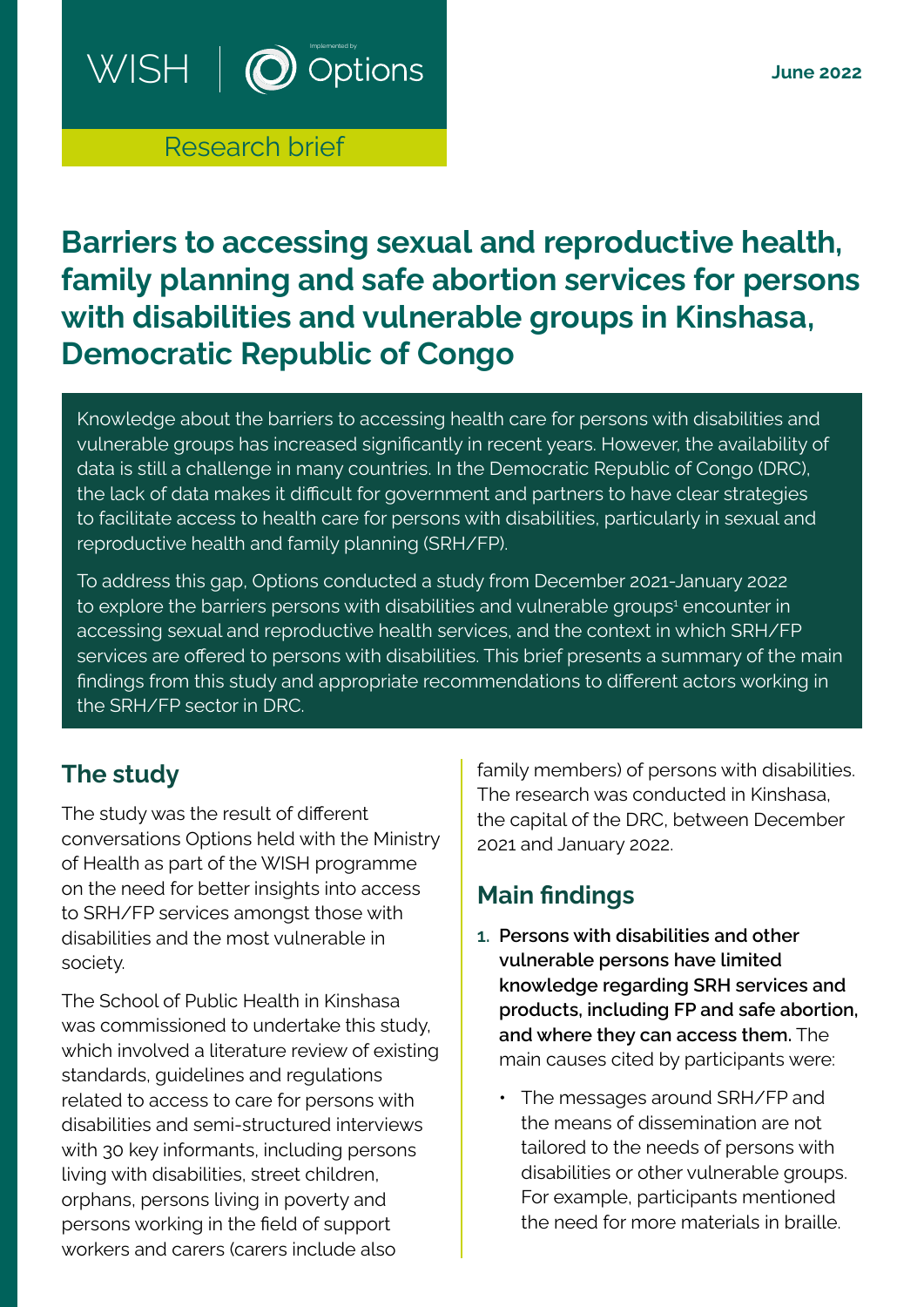WISH | Options

Research brief

June 2022

# Barriers to accessing sexual and reproductive health, family planning and safe abortion services for persons with disabilities and vulnerable groups in Kinshasa, Democratic Republic of Congo

Knowledge about the barriers to accessing health care for persons with disabilities and vulnerable groups has increased significantly in recent years. However, the availability of data is still a challenge in many countries. In the Democratic Republic of Congo (DRC), the lack of data makes it difficult for government and partners to have clear strategies to facilitate access to health care for persons with disabilities, particularly in sexual and reproductive health and family planning (SRH/FP).

To address this gap, Options conducted a study from December 2021-January 2022 to explore the barriers persons with disabilities and vulnerable groups[1] encounter in accessing sexual and reproductive health services, and the context in which SRH/FP services are offered to persons with disabilities. This brief presents a summary of the main findings from this study and appropriate recommendations to different actors working in the SRH/FP sector in DRC.

## The study

The study was the result of different conversations Options held with the Ministry of Health as part of the WISH programme on the need for better insights into access to SRH/FP services amongst those with disabilities and the most vulnerable in society.

The School of Public Health in Kinshasa was commissioned to undertake this study, which involved a literature review of existing standards, guidelines and regulations related to access to care for persons with disabilities and semi-structured interviews with 30 key informants, including persons living with disabilities, street children, orphans, persons living in poverty and persons working in the field of support workers and carers (carers include also family members) of persons with disabilities. The research was conducted in Kinshasa, the capital of the DRC, between December 2021 and January 2022.

## Main findings

1. **Persons with disabilities and other vulnerable persons have limited knowledge regarding SRH services and products, including FP and safe abortion, and where they can access them.** The main causes cited by participants were:
   - The messages around SRH/FP and the means of dissemination are not tailored to the needs of persons with disabilities or other vulnerable groups. For example, participants mentioned the need for more materials in braille.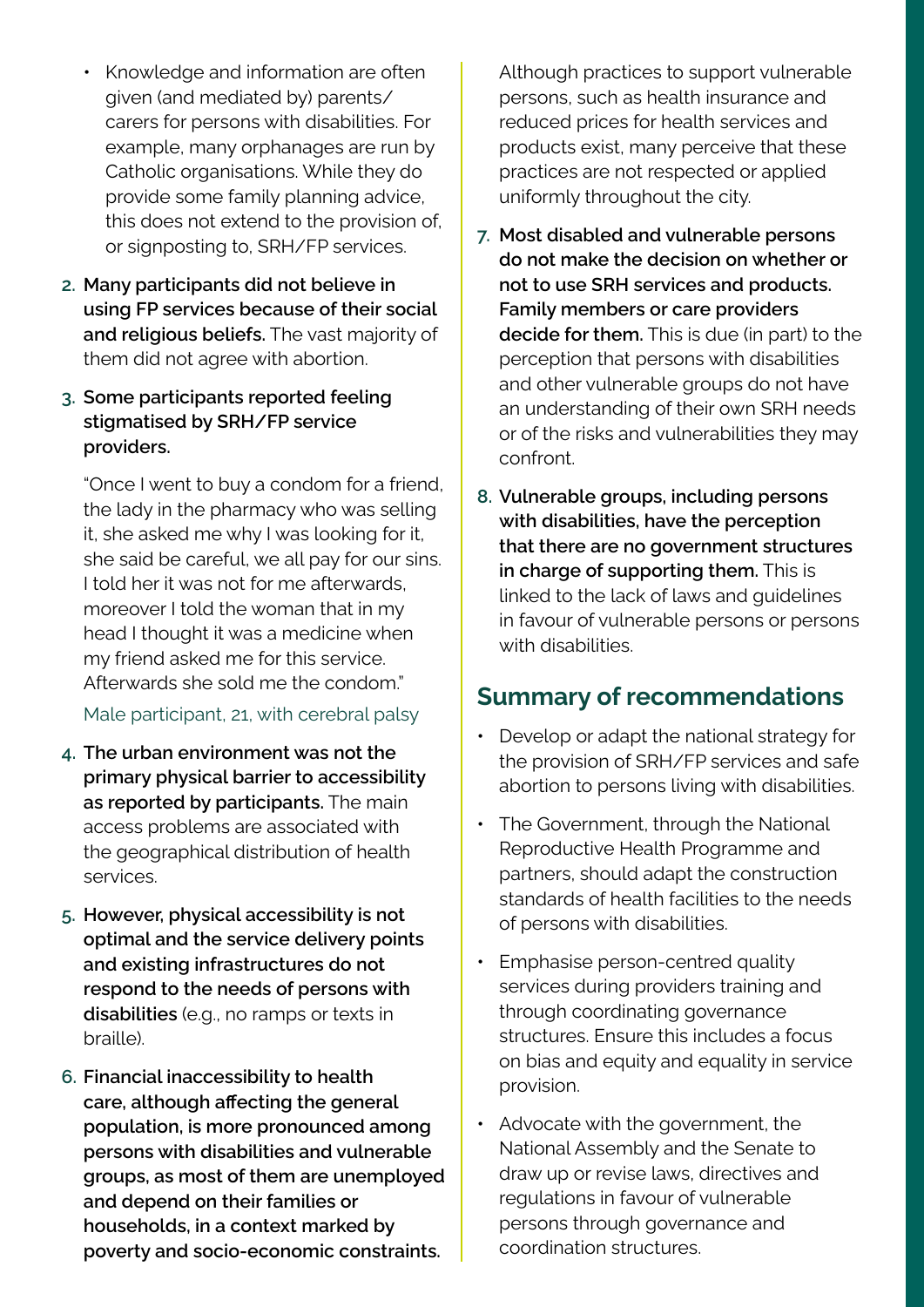- Knowledge and information are often given (and mediated by) parents/carers for persons with disabilities. For example, many orphanages are run by Catholic organisations. While they do provide some family planning advice, this does not extend to the provision of, or signposting to, SRH/FP services.

2. **Many participants did not believe in using FP services because of their social and religious beliefs.** The vast majority of them did not agree with abortion.

3. **Some participants reported feeling stigmatised by SRH/FP service providers.**

   "Once I went to buy a condom for a friend, the lady in the pharmacy who was selling it, she asked me why I was looking for it, she said be careful, we all pay for our sins. I told her it was not for me afterwards, moreover I told the woman that in my head I thought it was a medicine when my friend asked me for this service. Afterwards she sold me the condom."

   Male participant, 21, with cerebral palsy

4. **The urban environment was not the primary physical barrier to accessibility as reported by participants.** The main access problems are associated with the geographical distribution of health services.

5. **However, physical accessibility is not optimal and the service delivery points and existing infrastructures do not respond to the needs of persons with disabilities** (e.g., no ramps or texts in braille).

6. **Financial inaccessibility to health care, although affecting the general population, is more pronounced among persons with disabilities and vulnerable groups, as most of them are unemployed and depend on their families or households, in a context marked by poverty and socio-economic constraints.** Although practices to support vulnerable persons, such as health insurance and reduced prices for health services and products exist, many perceive that these practices are not respected or applied uniformly throughout the city.

7. **Most disabled and vulnerable persons do not make the decision on whether or not to use SRH services and products. Family members or care providers decide for them.** This is due (in part) to the perception that persons with disabilities and other vulnerable groups do not have an understanding of their own SRH needs or of the risks and vulnerabilities they may confront.

8. **Vulnerable groups, including persons with disabilities, have the perception that there are no government structures in charge of supporting them.** This is linked to the lack of laws and guidelines in favour of vulnerable persons or persons with disabilities.

## Summary of recommendations

- Develop or adapt the national strategy for the provision of SRH/FP services and safe abortion to persons living with disabilities.
- The Government, through the National Reproductive Health Programme and partners, should adapt the construction standards of health facilities to the needs of persons with disabilities.
- Emphasise person-centred quality services during providers training and through coordinating governance structures. Ensure this includes a focus on bias and equity and equality in service provision.
- Advocate with the government, the National Assembly and the Senate to draw up or revise laws, directives and regulations in favour of vulnerable persons through governance and coordination structures.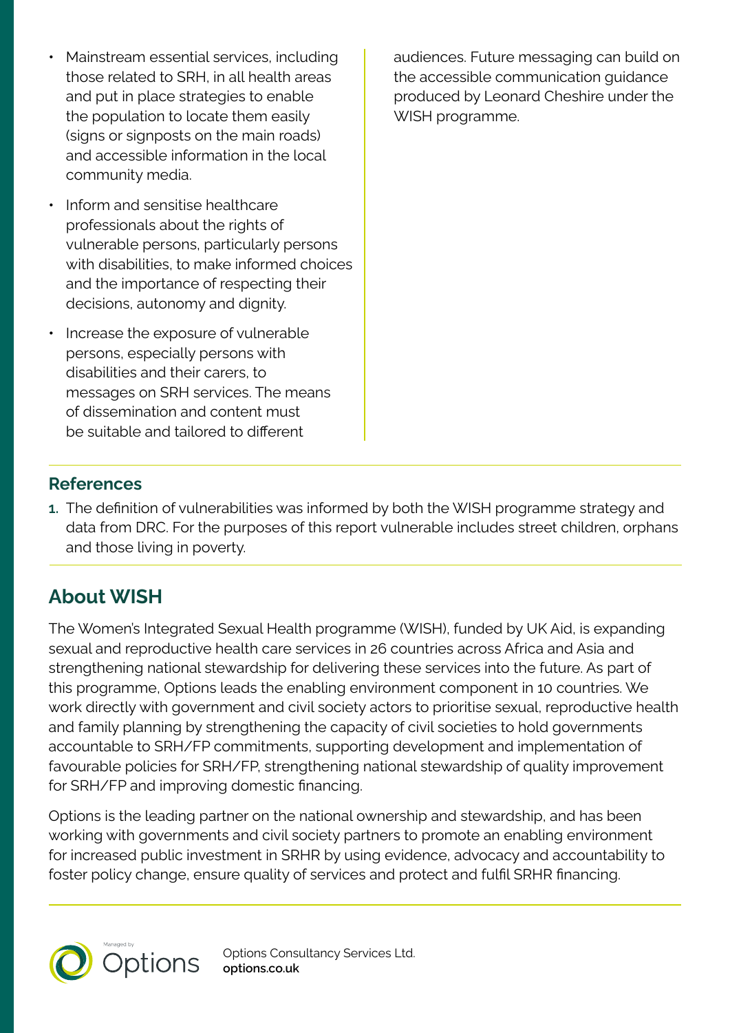- Mainstream essential services, including those related to SRH, in all health areas and put in place strategies to enable the population to locate them easily (signs or signposts on the main roads) and accessible information in the local community media.
- Inform and sensitise healthcare professionals about the rights of vulnerable persons, particularly persons with disabilities, to make informed choices and the importance of respecting their decisions, autonomy and dignity.
- Increase the exposure of vulnerable persons, especially persons with disabilities and their carers, to messages on SRH services. The means of dissemination and content must be suitable and tailored to different audiences. Future messaging can build on the accessible communication guidance produced by Leonard Cheshire under the WISH programme.

### References

1. The definition of vulnerabilities was informed by both the WISH programme strategy and data from DRC. For the purposes of this report vulnerable includes street children, orphans and those living in poverty.

## About WISH

The Women's Integrated Sexual Health programme (WISH), funded by UK Aid, is expanding sexual and reproductive health care services in 26 countries across Africa and Asia and strengthening national stewardship for delivering these services into the future. As part of this programme, Options leads the enabling environment component in 10 countries. We work directly with government and civil society actors to prioritise sexual, reproductive health and family planning by strengthening the capacity of civil societies to hold governments accountable to SRH/FP commitments, supporting development and implementation of favourable policies for SRH/FP, strengthening national stewardship of quality improvement for SRH/FP and improving domestic financing.

Options is the leading partner on the national ownership and stewardship, and has been working with governments and civil society partners to promote an enabling environment for increased public investment in SRHR by using evidence, advocacy and accountability to foster policy change, ensure quality of services and protect and fulfil SRHR financing.

Managed by Options

Options Consultancy Services Ltd.
**options.co.uk**